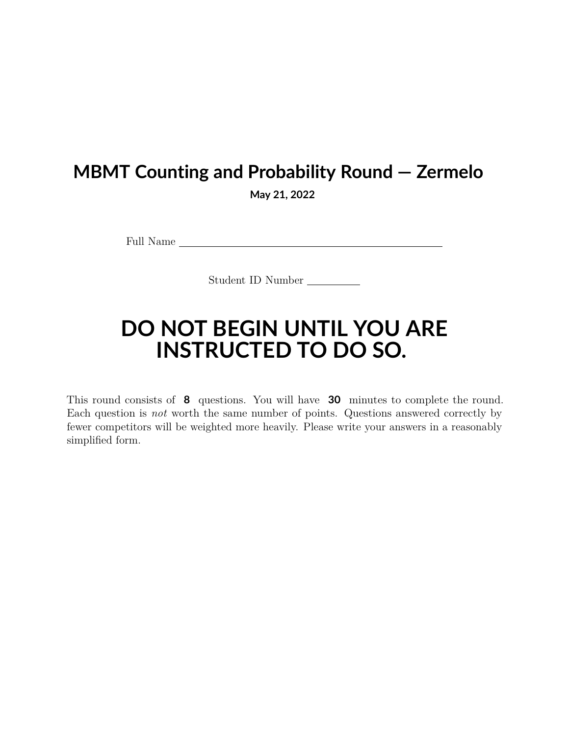# MBMT Counting and Probability Round — Zermelo

**May 21, 2022**

Full Name \_\_\_\_\_\_\_\_\_\_\_\_\_\_\_\_\_\_\_\_\_\_\_\_\_\_\_\_\_\_\_\_\_\_\_\_\_\_\_\_

Student ID Number \_\_\_\_\_\_\_\_

# DO NOT BEGIN UNTIL YOU ARE INSTRUCTED TO DO SO.

This round consists of **8** questions. You will have **30** minutes to complete the round. Each question is *not* worth the same number of points. Questions answered correctly by fewer competitors will be weighted more heavily. Please write your answers in a reasonably simplified form.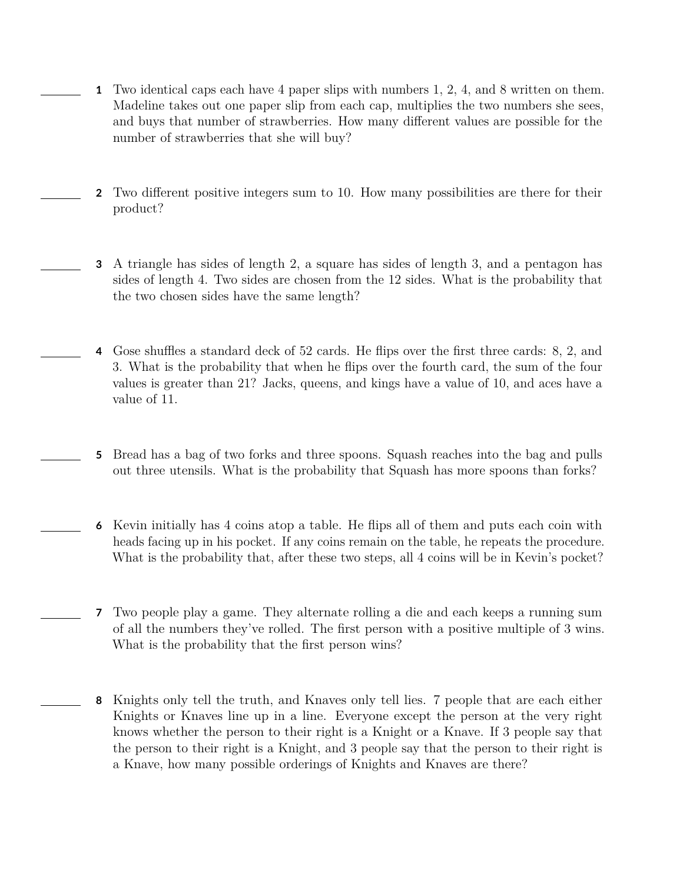______ **1** Two identical caps each have 4 paper slips with numbers 1, 2, 4, and 8 written on them. Madeline takes out one paper slip from each cap, multiplies the two numbers she sees, and buys that number of strawberries. How many different values are possible for the number of strawberries that she will buy?

______ **2** Two different positive integers sum to 10. How many possibilities are there for their product?

______ **3** A triangle has sides of length 2, a square has sides of length 3, and a pentagon has sides of length 4. Two sides are chosen from the 12 sides. What is the probability that the two chosen sides have the same length?

______ **4** Gose shuffles a standard deck of 52 cards. He flips over the first three cards: 8, 2, and 3. What is the probability that when he flips over the fourth card, the sum of the four values is greater than 21? Jacks, queens, and kings have a value of 10, and aces have a value of 11.

______ **5** Bread has a bag of two forks and three spoons. Squash reaches into the bag and pulls out three utensils. What is the probability that Squash has more spoons than forks?

______ **6** Kevin initially has 4 coins atop a table. He flips all of them and puts each coin with heads facing up in his pocket. If any coins remain on the table, he repeats the procedure. What is the probability that, after these two steps, all 4 coins will be in Kevin's pocket?

______ **7** Two people play a game. They alternate rolling a die and each keeps a running sum of all the numbers they've rolled. The first person with a positive multiple of 3 wins. What is the probability that the first person wins?

______ **8** Knights only tell the truth, and Knaves only tell lies. 7 people that are each either Knights or Knaves line up in a line. Everyone except the person at the very right knows whether the person to their right is a Knight or a Knave. If 3 people say that the person to their right is a Knight, and 3 people say that the person to their right is a Knave, how many possible orderings of Knights and Knaves are there?